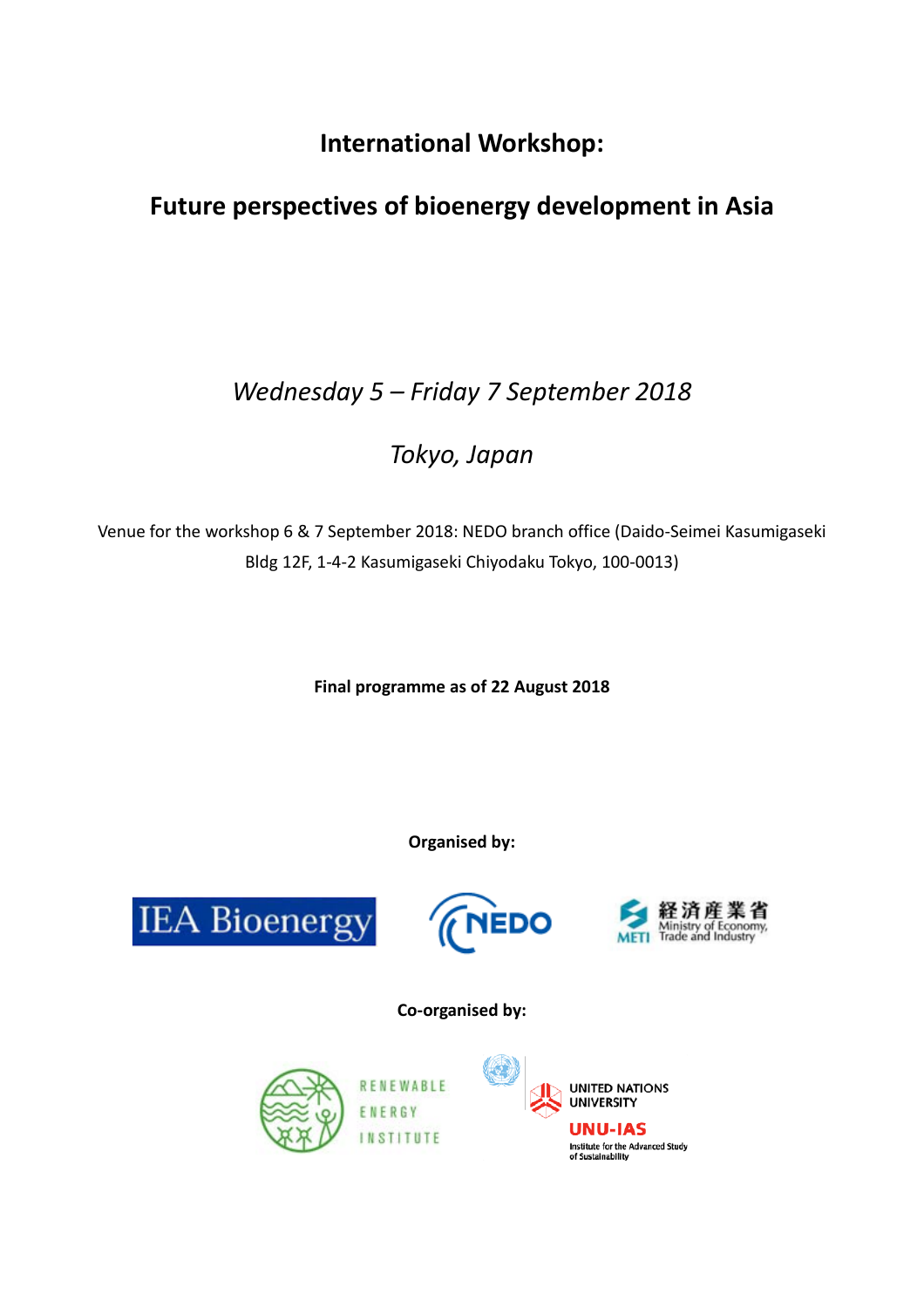# International Workshop:

## Future perspectives of bioenergy development in Asia

*Wednesday 5 – Friday 7 September 2018*

*Tokyo, Japan*

Venue for the workshop 6 & 7 September 2018: NEDO branch office (Daido-Seimei Kasumigaseki Bldg 12F, 1-4-2 Kasumigaseki Chiyodaku Tokyo, 100-0013)

**Final programme as of 22 August 2018**

**Organised by:**

IEA Bioenergy

NEDO

経済産業省 METI Ministry of Economy, Trade and Industry

**Co-organised by:**

RENEWABLE ENERGY INSTITUTE

UNITED NATIONS UNIVERSITY UNU-IAS Institute for the Advanced Study of Sustainability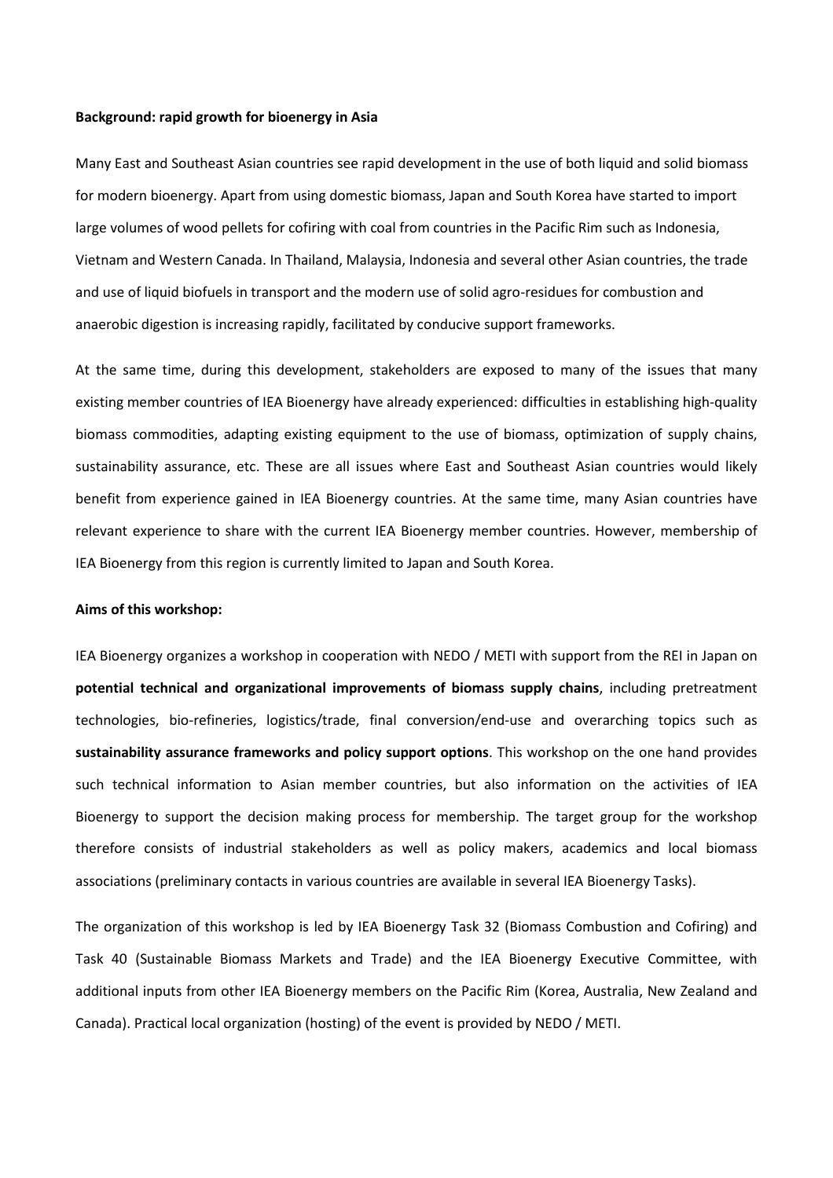**Background: rapid growth for bioenergy in Asia**

Many East and Southeast Asian countries see rapid development in the use of both liquid and solid biomass for modern bioenergy. Apart from using domestic biomass, Japan and South Korea have started to import large volumes of wood pellets for cofiring with coal from countries in the Pacific Rim such as Indonesia, Vietnam and Western Canada. In Thailand, Malaysia, Indonesia and several other Asian countries, the trade and use of liquid biofuels in transport and the modern use of solid agro-residues for combustion and anaerobic digestion is increasing rapidly, facilitated by conducive support frameworks.

At the same time, during this development, stakeholders are exposed to many of the issues that many existing member countries of IEA Bioenergy have already experienced: difficulties in establishing high-quality biomass commodities, adapting existing equipment to the use of biomass, optimization of supply chains, sustainability assurance, etc. These are all issues where East and Southeast Asian countries would likely benefit from experience gained in IEA Bioenergy countries. At the same time, many Asian countries have relevant experience to share with the current IEA Bioenergy member countries. However, membership of IEA Bioenergy from this region is currently limited to Japan and South Korea.

**Aims of this workshop:**

IEA Bioenergy organizes a workshop in cooperation with NEDO / METI with support from the REI in Japan on **potential technical and organizational improvements of biomass supply chains**, including pretreatment technologies, bio-refineries, logistics/trade, final conversion/end-use and overarching topics such as **sustainability assurance frameworks and policy support options**. This workshop on the one hand provides such technical information to Asian member countries, but also information on the activities of IEA Bioenergy to support the decision making process for membership. The target group for the workshop therefore consists of industrial stakeholders as well as policy makers, academics and local biomass associations (preliminary contacts in various countries are available in several IEA Bioenergy Tasks).

The organization of this workshop is led by IEA Bioenergy Task 32 (Biomass Combustion and Cofiring) and Task 40 (Sustainable Biomass Markets and Trade) and the IEA Bioenergy Executive Committee, with additional inputs from other IEA Bioenergy members on the Pacific Rim (Korea, Australia, New Zealand and Canada). Practical local organization (hosting) of the event is provided by NEDO / METI.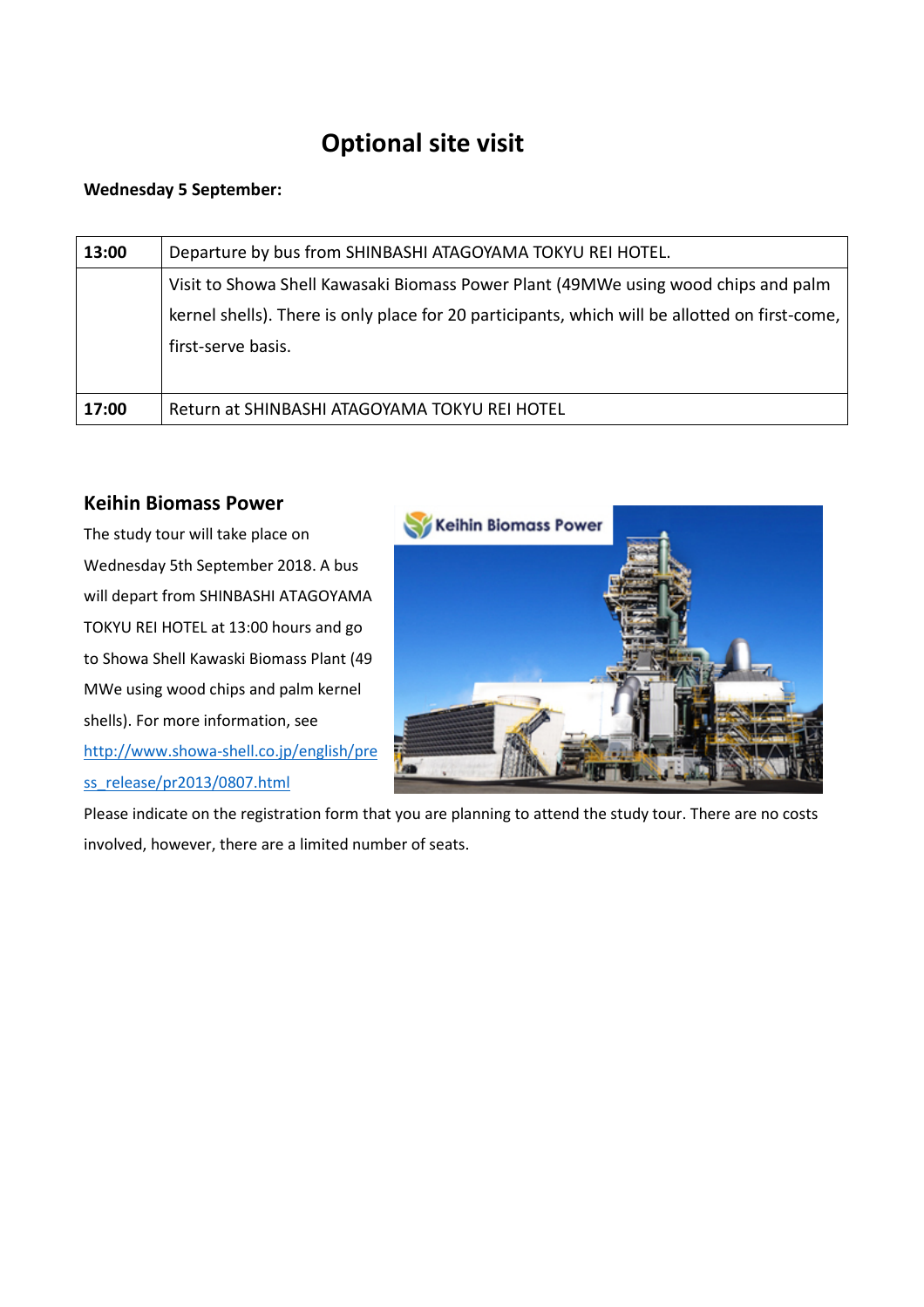# Optional site visit

**Wednesday 5 September:**

| 13:00 | Departure by bus from SHINBASHI ATAGOYAMA TOKYU REI HOTEL. |
|---|---|
| | Visit to Showa Shell Kawasaki Biomass Power Plant (49MWe using wood chips and palm kernel shells). There is only place for 20 participants, which will be allotted on first-come, first-serve basis. |
| 17:00 | Return at SHINBASHI ATAGOYAMA TOKYU REI HOTEL |

## Keihin Biomass Power

The study tour will take place on Wednesday 5th September 2018. A bus will depart from SHINBASHI ATAGOYAMA TOKYU REI HOTEL at 13:00 hours and go to Showa Shell Kawaski Biomass Plant (49 MWe using wood chips and palm kernel shells). For more information, see http://www.showa-shell.co.jp/english/press_release/pr2013/0807.html

Please indicate on the registration form that you are planning to attend the study tour. There are no costs involved, however, there are a limited number of seats.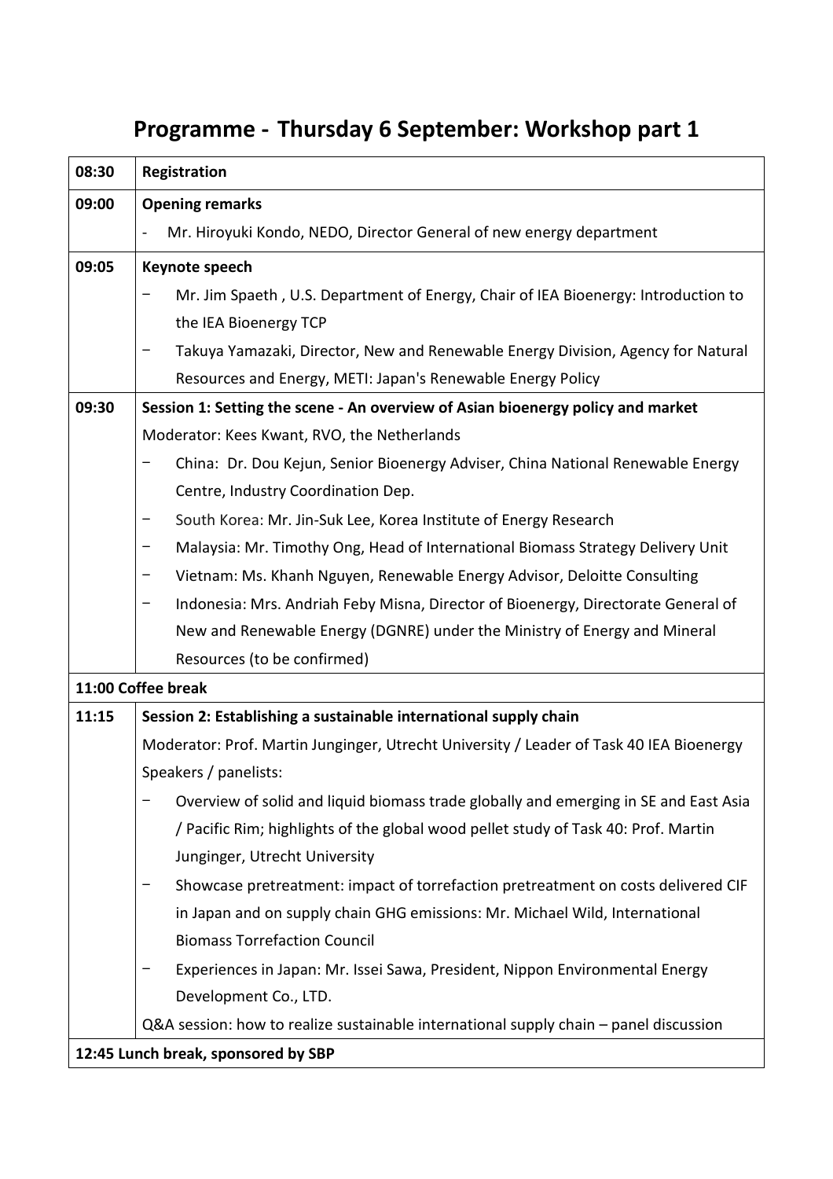# Programme - Thursday 6 September: Workshop part 1

| Time | Programme |
|---|---|
| 08:30 | **Registration** |
| 09:00 | **Opening remarks**<br>- Mr. Hiroyuki Kondo, NEDO, Director General of new energy department |
| 09:05 | **Keynote speech**<br>– Mr. Jim Spaeth , U.S. Department of Energy, Chair of IEA Bioenergy: Introduction to the IEA Bioenergy TCP<br>– Takuya Yamazaki, Director, New and Renewable Energy Division, Agency for Natural Resources and Energy, METI: Japan's Renewable Energy Policy |
| 09:30 | **Session 1: Setting the scene - An overview of Asian bioenergy policy and market**<br>Moderator: Kees Kwant, RVO, the Netherlands<br>– China: Dr. Dou Kejun, Senior Bioenergy Adviser, China National Renewable Energy Centre, Industry Coordination Dep.<br>– South Korea: Mr. Jin-Suk Lee, Korea Institute of Energy Research<br>– Malaysia: Mr. Timothy Ong, Head of International Biomass Strategy Delivery Unit<br>– Vietnam: Ms. Khanh Nguyen, Renewable Energy Advisor, Deloitte Consulting<br>– Indonesia: Mrs. Andriah Feby Misna, Director of Bioenergy, Directorate General of New and Renewable Energy (DGNRE) under the Ministry of Energy and Mineral Resources (to be confirmed) |
| **11:00 Coffee break** | |
| 11:15 | **Session 2: Establishing a sustainable international supply chain**<br>Moderator: Prof. Martin Junginger, Utrecht University / Leader of Task 40 IEA Bioenergy<br>Speakers / panelists:<br>– Overview of solid and liquid biomass trade globally and emerging in SE and East Asia / Pacific Rim; highlights of the global wood pellet study of Task 40: Prof. Martin Junginger, Utrecht University<br>– Showcase pretreatment: impact of torrefaction pretreatment on costs delivered CIF in Japan and on supply chain GHG emissions: Mr. Michael Wild, International Biomass Torrefaction Council<br>– Experiences in Japan: Mr. Issei Sawa, President, Nippon Environmental Energy Development Co., LTD.<br>Q&A session: how to realize sustainable international supply chain – panel discussion |
| **12:45 Lunch break, sponsored by SBP** | |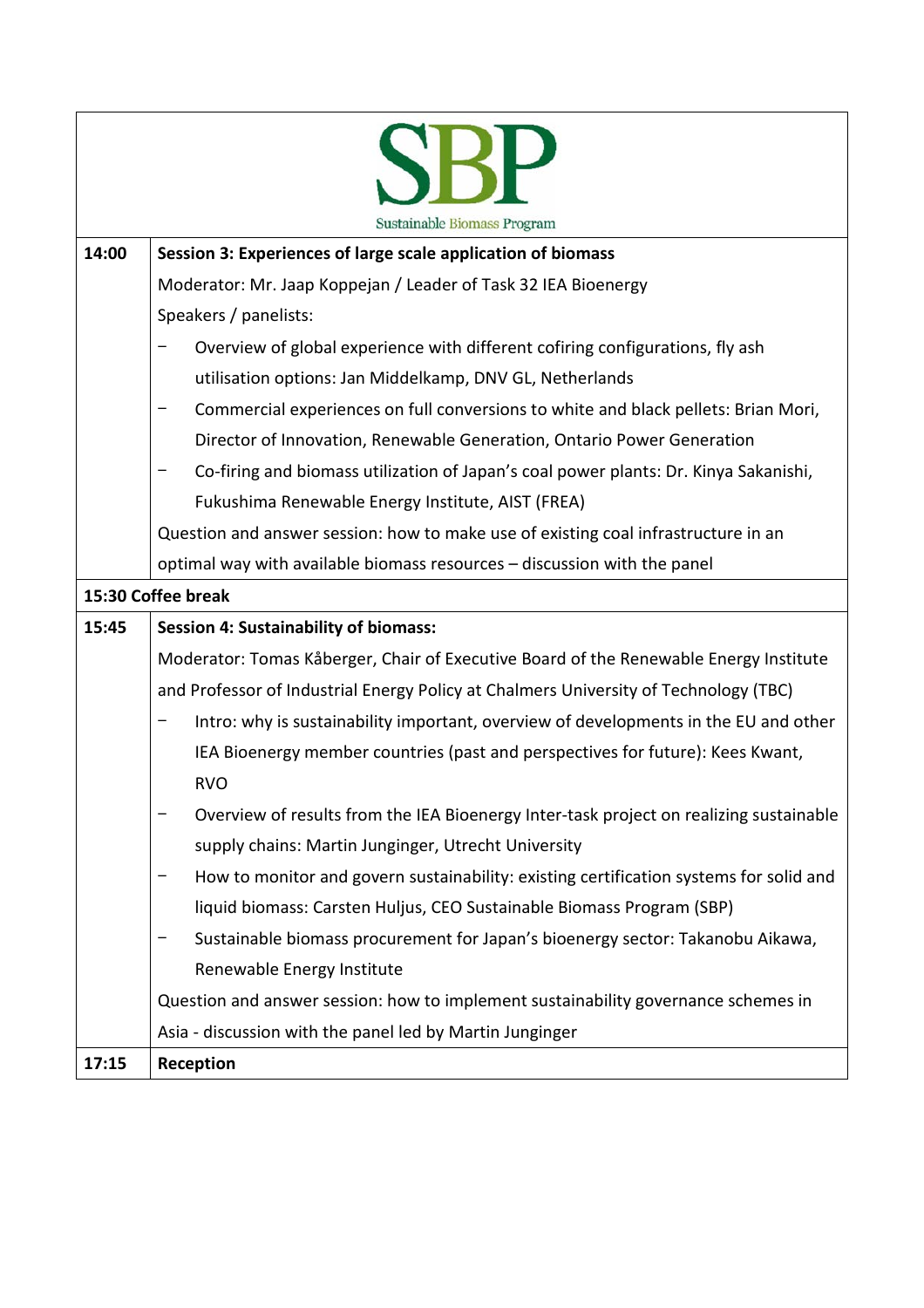SBP

Sustainable Biomass Program

| | |
|---|---|
| **14:00** | **Session 3: Experiences of large scale application of biomass**<br>Moderator: Mr. Jaap Koppejan / Leader of Task 32 IEA Bioenergy<br>Speakers / panelists:<br>− Overview of global experience with different cofiring configurations, fly ash utilisation options: Jan Middelkamp, DNV GL, Netherlands<br>− Commercial experiences on full conversions to white and black pellets: Brian Mori, Director of Innovation, Renewable Generation, Ontario Power Generation<br>− Co-firing and biomass utilization of Japan's coal power plants: Dr. Kinya Sakanishi, Fukushima Renewable Energy Institute, AIST (FREA)<br>Question and answer session: how to make use of existing coal infrastructure in an optimal way with available biomass resources – discussion with the panel |
| **15:30 Coffee break** | |
| **15:45** | **Session 4: Sustainability of biomass:**<br>Moderator: Tomas Kåberger, Chair of Executive Board of the Renewable Energy Institute and Professor of Industrial Energy Policy at Chalmers University of Technology (TBC)<br>− Intro: why is sustainability important, overview of developments in the EU and other IEA Bioenergy member countries (past and perspectives for future): Kees Kwant, RVO<br>− Overview of results from the IEA Bioenergy Inter-task project on realizing sustainable supply chains: Martin Junginger, Utrecht University<br>− How to monitor and govern sustainability: existing certification systems for solid and liquid biomass: Carsten Huljus, CEO Sustainable Biomass Program (SBP)<br>− Sustainable biomass procurement for Japan's bioenergy sector: Takanobu Aikawa, Renewable Energy Institute<br>Question and answer session: how to implement sustainability governance schemes in Asia - discussion with the panel led by Martin Junginger |
| **17:15** | **Reception** |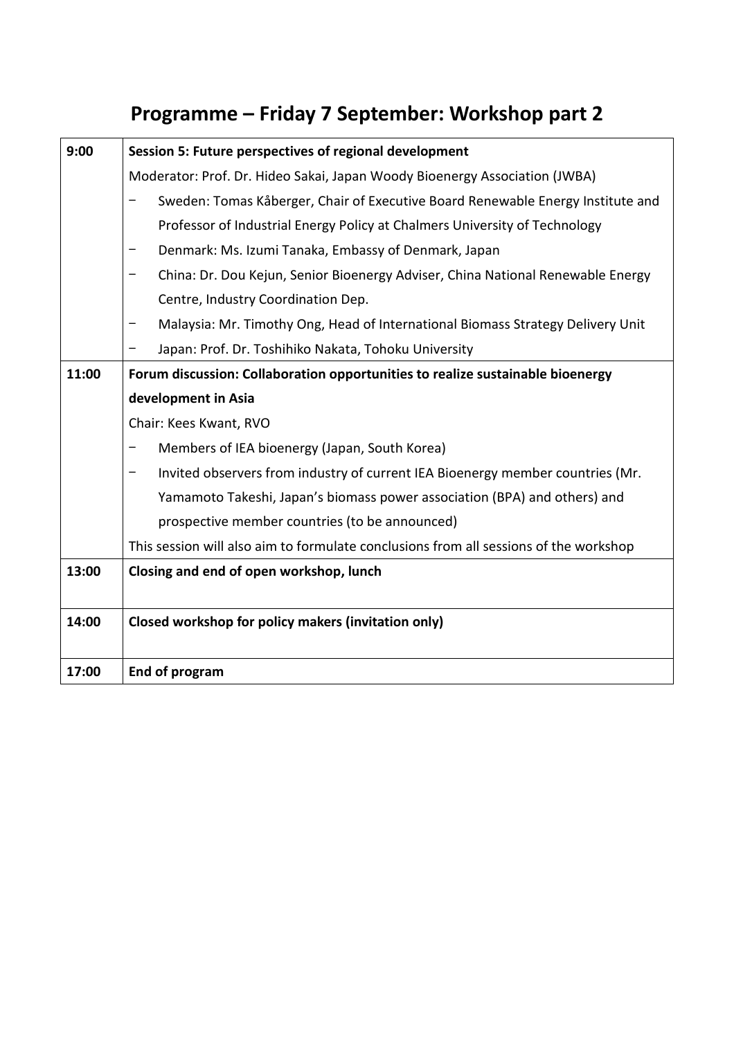# Programme – Friday 7 September: Workshop part 2

| | |
|---|---|
| **9:00** | **Session 5: Future perspectives of regional development**<br>Moderator: Prof. Dr. Hideo Sakai, Japan Woody Bioenergy Association (JWBA)<br>– Sweden: Tomas Kåberger, Chair of Executive Board Renewable Energy Institute and Professor of Industrial Energy Policy at Chalmers University of Technology<br>– Denmark: Ms. Izumi Tanaka, Embassy of Denmark, Japan<br>– China: Dr. Dou Kejun, Senior Bioenergy Adviser, China National Renewable Energy Centre, Industry Coordination Dep.<br>– Malaysia: Mr. Timothy Ong, Head of International Biomass Strategy Delivery Unit<br>– Japan: Prof. Dr. Toshihiko Nakata, Tohoku University |
| **11:00** | **Forum discussion: Collaboration opportunities to realize sustainable bioenergy development in Asia**<br>Chair: Kees Kwant, RVO<br>– Members of IEA bioenergy (Japan, South Korea)<br>– Invited observers from industry of current IEA Bioenergy member countries (Mr. Yamamoto Takeshi, Japan's biomass power association (BPA) and others) and prospective member countries (to be announced)<br>This session will also aim to formulate conclusions from all sessions of the workshop |
| **13:00** | **Closing and end of open workshop, lunch** |
| **14:00** | **Closed workshop for policy makers (invitation only)** |
| **17:00** | **End of program** |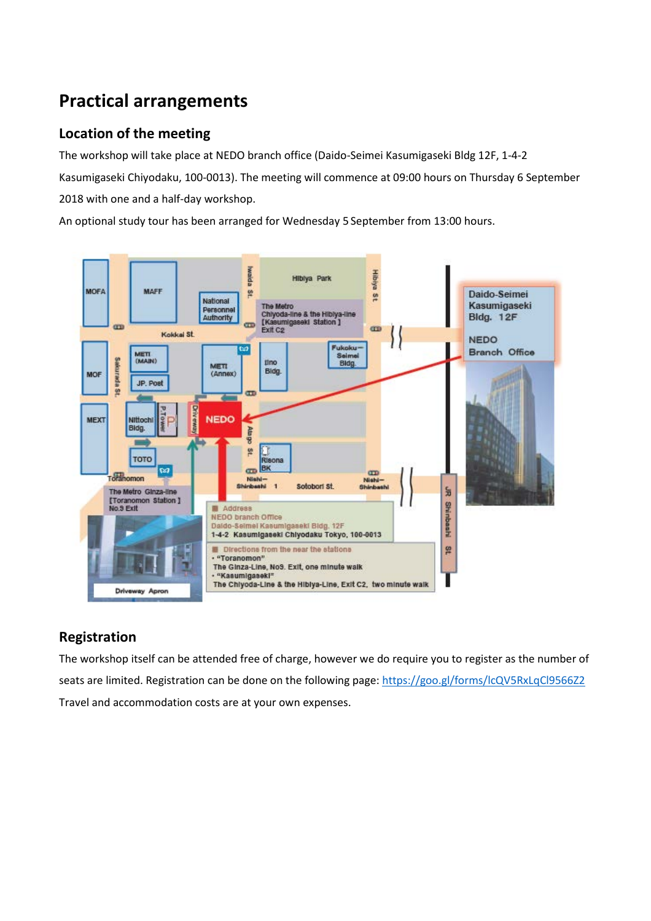# Practical arrangements

## Location of the meeting

The workshop will take place at NEDO branch office (Daido-Seimei Kasumigaseki Bldg 12F, 1-4-2 Kasumigaseki Chiyodaku, 100-0013). The meeting will commence at 09:00 hours on Thursday 6 September 2018 with one and a half-day workshop.

An optional study tour has been arranged for Wednesday 5 September from 13:00 hours.

## Registration

The workshop itself can be attended free of charge, however we do require you to register as the number of seats are limited. Registration can be done on the following page: https://goo.gl/forms/lcQV5RxLqCl9566Z2

Travel and accommodation costs are at your own expenses.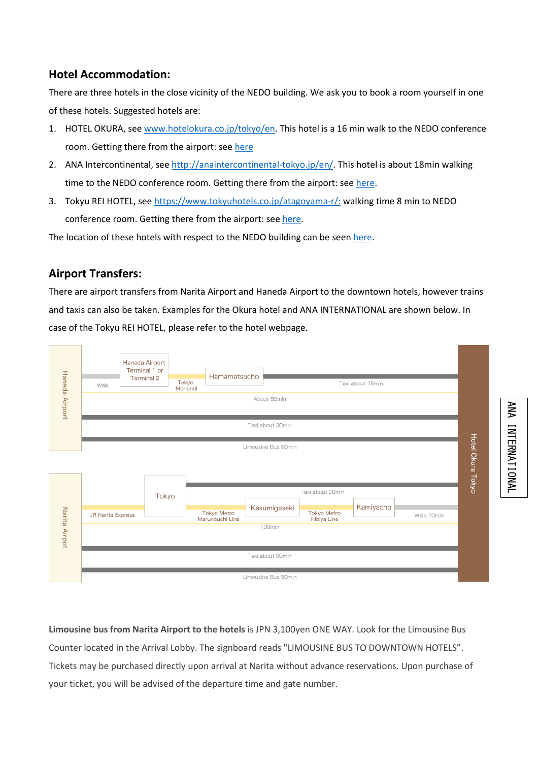## Hotel Accommodation:

There are three hotels in the close vicinity of the NEDO building. We ask you to book a room yourself in one of these hotels. Suggested hotels are:

1. HOTEL OKURA, see [www.hotelokura.co.jp/tokyo/en](www.hotelokura.co.jp/tokyo/en). This hotel is a 16 min walk to the NEDO conference room. Getting there from the airport: see here
2. ANA Intercontinental, see [http://anaintercontinental-tokyo.jp/en/](http://anaintercontinental-tokyo.jp/en/). This hotel is about 18min walking time to the NEDO conference room. Getting there from the airport: see here.
3. Tokyu REI HOTEL, see [https://www.tokyuhotels.co.jp/atagoyama-r/:](https://www.tokyuhotels.co.jp/atagoyama-r/) walking time 8 min to NEDO conference room. Getting there from the airport: see here.

The location of these hotels with respect to the NEDO building can be seen here.

## Airport Transfers:

There are airport transfers from Narita Airport and Haneda Airport to the downtown hotels, however trains and taxis can also be taken. Examples for the Okura hotel and ANA INTERNATIONAL are shown below. In case of the Tokyu REI HOTEL, please refer to the hotel webpage.

**Haneda Airport → Hotel Okura Tokyo**

- Walk → Haneda Airport Terminal 1 or Terminal 2 → Tokyo Monorail → Hamamatsucho → Taxi about 15min (About 50min)
- Taxi about 30min
- Limousine Bus 60min

**Narita Airport → Hotel Okura Tokyo**

- JR Narita Express → Tokyo → Taxi about 20min
- JR Narita Express → Tokyo → Tokyo Metro Marunouchi Line → Kasumigaseki → Tokyo Metro Hibiya Line → Kamiyacho → Walk 10min (100min)
- Taxi about 90min
- Limousine Bus 90min

ANA INTERNATIONAL

**Limousine bus from Narita Airport to the hotels** is JPN 3,100yen ONE WAY. Look for the Limousine Bus Counter located in the Arrival Lobby. The signboard reads "LIMOUSINE BUS TO DOWNTOWN HOTELS". Tickets may be purchased directly upon arrival at Narita without advance reservations. Upon purchase of your ticket, you will be advised of the departure time and gate number.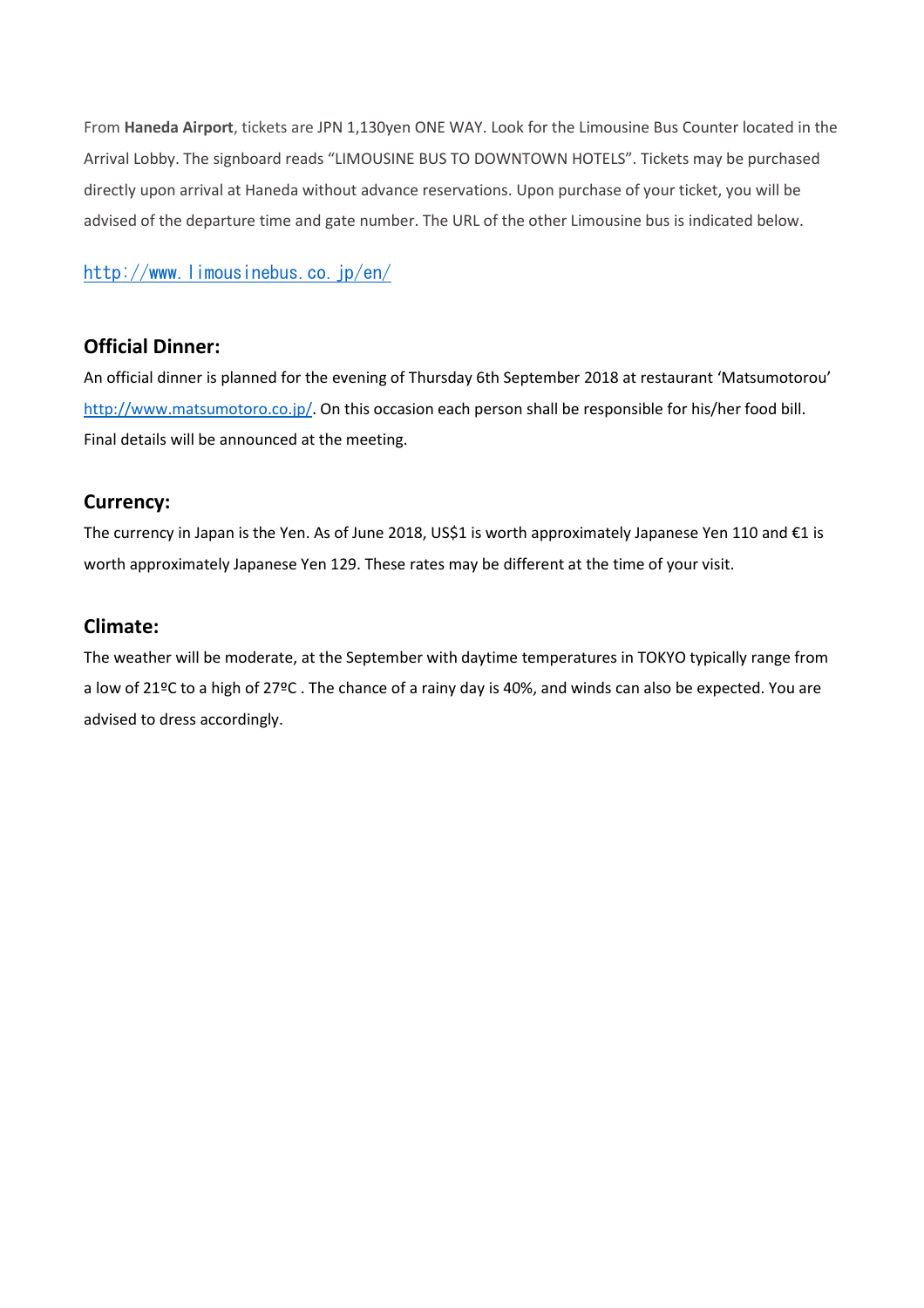From **Haneda Airport**, tickets are JPN 1,130yen ONE WAY. Look for the Limousine Bus Counter located in the Arrival Lobby. The signboard reads "LIMOUSINE BUS TO DOWNTOWN HOTELS". Tickets may be purchased directly upon arrival at Haneda without advance reservations. Upon purchase of your ticket, you will be advised of the departure time and gate number. The URL of the other Limousine bus is indicated below.

http://www.limousinebus.co.jp/en/

## Official Dinner:

An official dinner is planned for the evening of Thursday 6th September 2018 at restaurant 'Matsumotorou' http://www.matsumotoro.co.jp/. On this occasion each person shall be responsible for his/her food bill. Final details will be announced at the meeting.

## Currency:

The currency in Japan is the Yen. As of June 2018, US$1 is worth approximately Japanese Yen 110 and €1 is worth approximately Japanese Yen 129. These rates may be different at the time of your visit.

## Climate:

The weather will be moderate, at the September with daytime temperatures in TOKYO typically range from a low of 21ºC to a high of 27ºC . The chance of a rainy day is 40%, and winds can also be expected. You are advised to dress accordingly.